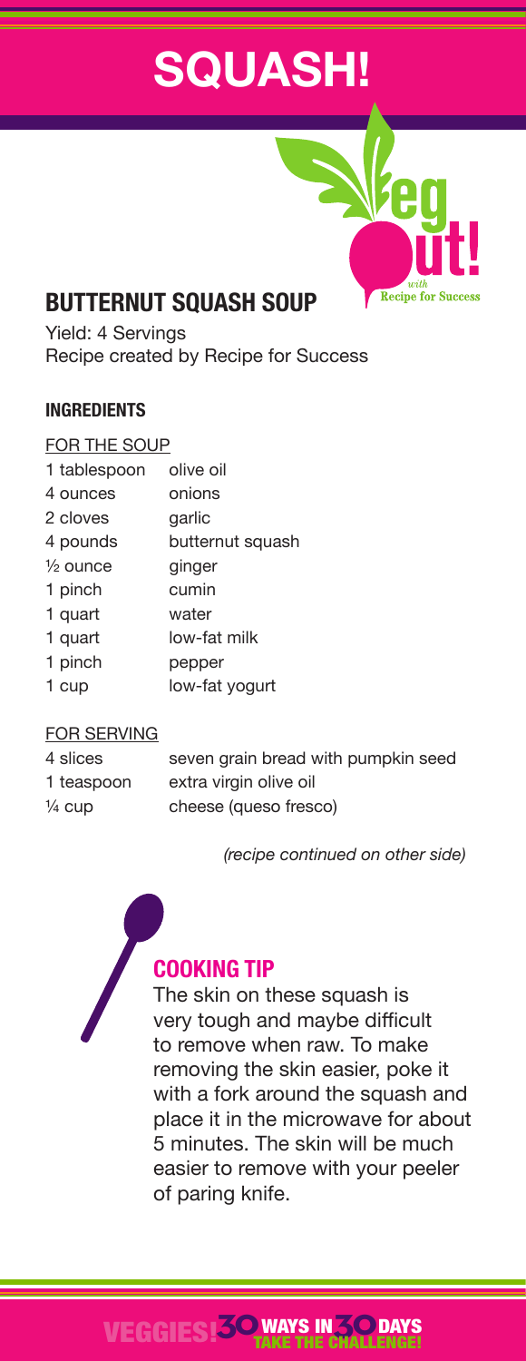# SQUASH!

Veg out! with Recipe for Success

## BUTTERNUT SQUASH SOUP

Yield: 4 Servings
Recipe created by Recipe for Success

### INGREDIENTS

FOR THE SOUP

| | |
|---|---|
| 1 tablespoon | olive oil |
| 4 ounces | onions |
| 2 cloves | garlic |
| 4 pounds | butternut squash |
| ½ ounce | ginger |
| 1 pinch | cumin |
| 1 quart | water |
| 1 quart | low-fat milk |
| 1 pinch | pepper |
| 1 cup | low-fat yogurt |

FOR SERVING

| | |
|---|---|
| 4 slices | seven grain bread with pumpkin seed |
| 1 teaspoon | extra virgin olive oil |
| ¼ cup | cheese (queso fresco) |

*(recipe continued on other side)*

### COOKING TIP

The skin on these squash is very tough and maybe difficult to remove when raw. To make removing the skin easier, poke it with a fork around the squash and place it in the microwave for about 5 minutes. The skin will be much easier to remove with your peeler of paring knife.

VEGGIES! 30 WAYS IN 30 DAYS TAKE THE CHALLENGE!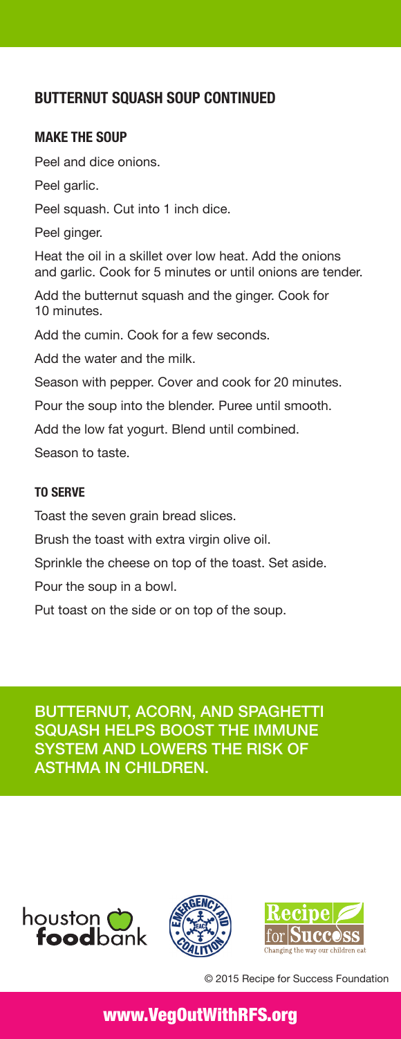## BUTTERNUT SQUASH SOUP CONTINUED

### MAKE THE SOUP

Peel and dice onions.

Peel garlic.

Peel squash. Cut into 1 inch dice.

Peel ginger.

Heat the oil in a skillet over low heat. Add the onions and garlic. Cook for 5 minutes or until onions are tender.

Add the butternut squash and the ginger. Cook for 10 minutes.

Add the cumin. Cook for a few seconds.

Add the water and the milk.

Season with pepper. Cover and cook for 20 minutes.

Pour the soup into the blender. Puree until smooth.

Add the low fat yogurt. Blend until combined.

Season to taste.

### TO SERVE

Toast the seven grain bread slices.

Brush the toast with extra virgin olive oil.

Sprinkle the cheese on top of the toast. Set aside.

Pour the soup in a bowl.

Put toast on the side or on top of the soup.

BUTTERNUT, ACORN, AND SPAGHETTI SQUASH HELPS BOOST THE IMMUNE SYSTEM AND LOWERS THE RISK OF ASTHMA IN CHILDREN.

houston foodbank

Emergency Aid Coalition

Recipe for Success — Changing the way our children eat

© 2015 Recipe for Success Foundation

www.VegOutWithRFS.org